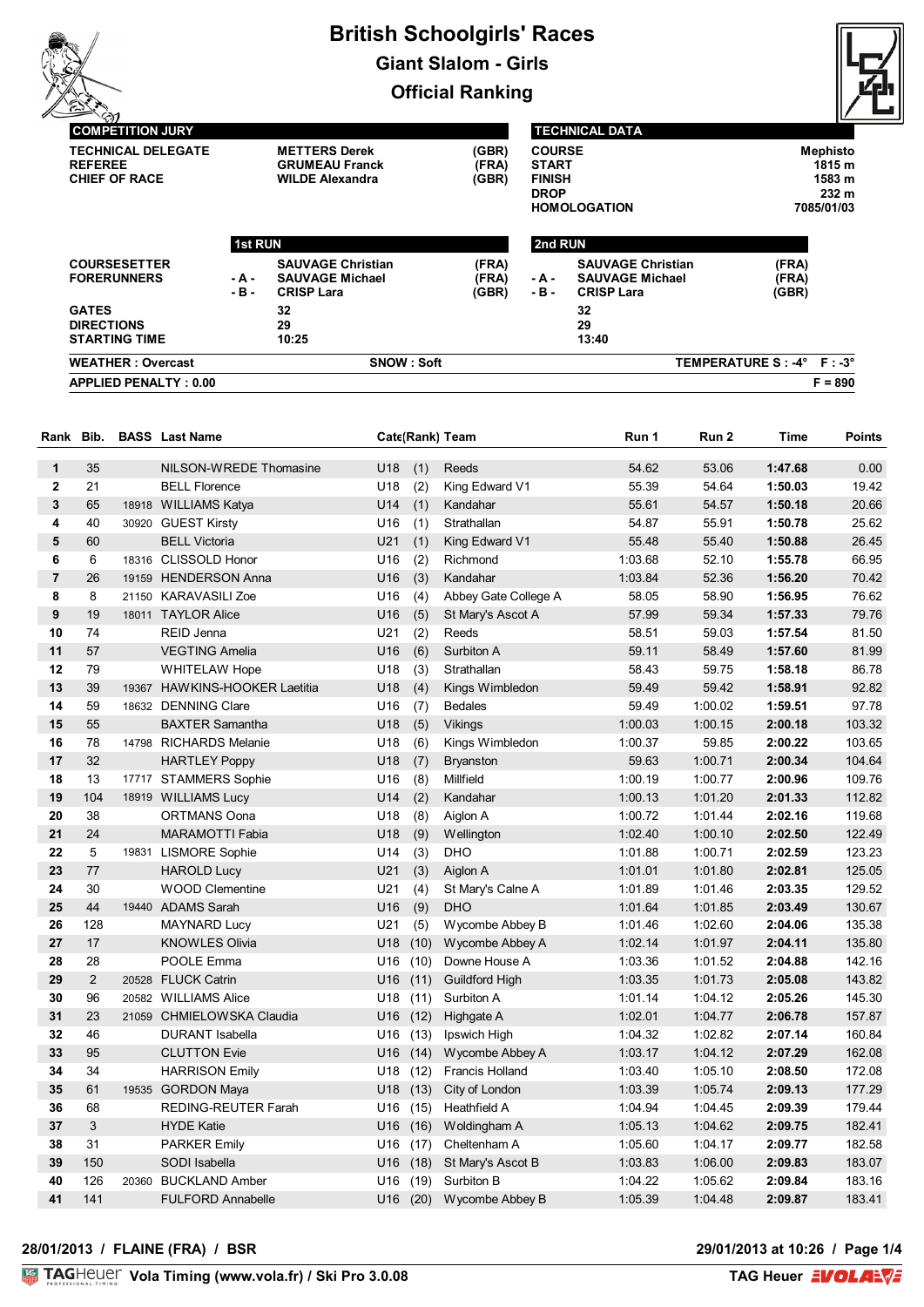# British Schoolgirls' Races

## Giant Slalom - Girls

## Official Ranking

| COMPETITION JURY | | | |
|---|---|---|---|
| TECHNICAL DELEGATE | METTERS Derek | (GBR) |
| REFEREE | GRUMEAU Franck | (FRA) |
| CHIEF OF RACE | WILDE Alexandra | (GBR) |

| TECHNICAL DATA | |
|---|---|
| COURSE | Mephisto |
| START | 1815 m |
| FINISH | 1583 m |
| DROP | 232 m |
| HOMOLOGATION | 7085/01/03 |

| | 1st RUN | | | 2nd RUN | | |
|---|---|---|---|---|---|---|
| COURSESETTER | | SAUVAGE Christian | (FRA) | | SAUVAGE Christian | (FRA) |
| FORERUNNERS | - A - | SAUVAGE Michael | (FRA) | - A - | SAUVAGE Michael | (FRA) |
| | - B - | CRISP Lara | (GBR) | - B - | CRISP Lara | (GBR) |
| GATES | | 32 | | | 32 | |
| DIRECTIONS | | 29 | | | 29 | |
| STARTING TIME | | 10:25 | | | 13:40 | |

**WEATHER : Overcast** | **SNOW : Soft** | **TEMPERATURE S : -4° F : -3°**

**APPLIED PENALTY : 0.00** | **F = 890**

| Rank | Bib. | BASS | Last Name | Cate | (Rank) | Team | Run 1 | Run 2 | Time | Points |
|---|---|---|---|---|---|---|---|---|---|---|
| 1 | 35 | | NILSON-WREDE Thomasine | U18 | (1) | Reeds | 54.62 | 53.06 | 1:47.68 | 0.00 |
| 2 | 21 | | BELL Florence | U18 | (2) | King Edward V1 | 55.39 | 54.64 | 1:50.03 | 19.42 |
| 3 | 65 | 18918 | WILLIAMS Katya | U14 | (1) | Kandahar | 55.61 | 54.57 | 1:50.18 | 20.66 |
| 4 | 40 | 30920 | GUEST Kirsty | U16 | (1) | Strathallan | 54.87 | 55.91 | 1:50.78 | 25.62 |
| 5 | 60 | | BELL Victoria | U21 | (1) | King Edward V1 | 55.48 | 55.40 | 1:50.88 | 26.45 |
| 6 | 6 | 18316 | CLISSOLD Honor | U16 | (2) | Richmond | 1:03.68 | 52.10 | 1:55.78 | 66.95 |
| 7 | 26 | 19159 | HENDERSON Anna | U16 | (3) | Kandahar | 1:03.84 | 52.36 | 1:56.20 | 70.42 |
| 8 | 8 | 21150 | KARAVASILI Zoe | U16 | (4) | Abbey Gate College A | 58.05 | 58.90 | 1:56.95 | 76.62 |
| 9 | 19 | 18011 | TAYLOR Alice | U16 | (5) | St Mary's Ascot A | 57.99 | 59.34 | 1:57.33 | 79.76 |
| 10 | 74 | | REID Jenna | U21 | (2) | Reeds | 58.51 | 59.03 | 1:57.54 | 81.50 |
| 11 | 57 | | VEGTING Amelia | U16 | (6) | Surbiton A | 59.11 | 58.49 | 1:57.60 | 81.99 |
| 12 | 79 | | WHITELAW Hope | U18 | (3) | Strathallan | 58.43 | 59.75 | 1:58.18 | 86.78 |
| 13 | 39 | 19367 | HAWKINS-HOOKER Laetitia | U18 | (4) | Kings Wimbledon | 59.49 | 59.42 | 1:58.91 | 92.82 |
| 14 | 59 | 18632 | DENNING Clare | U16 | (7) | Bedales | 59.49 | 1:00.02 | 1:59.51 | 97.78 |
| 15 | 55 | | BAXTER Samantha | U18 | (5) | Vikings | 1:00.03 | 1:00.15 | 2:00.18 | 103.32 |
| 16 | 78 | 14798 | RICHARDS Melanie | U18 | (6) | Kings Wimbledon | 1:00.37 | 59.85 | 2:00.22 | 103.65 |
| 17 | 32 | | HARTLEY Poppy | U18 | (7) | Bryanston | 59.63 | 1:00.71 | 2:00.34 | 104.64 |
| 18 | 13 | 17717 | STAMMERS Sophie | U16 | (8) | Millfield | 1:00.19 | 1:00.77 | 2:00.96 | 109.76 |
| 19 | 104 | 18919 | WILLIAMS Lucy | U14 | (2) | Kandahar | 1:00.13 | 1:01.20 | 2:01.33 | 112.82 |
| 20 | 38 | | ORTMANS Oona | U18 | (8) | Aiglon A | 1:00.72 | 1:01.44 | 2:02.16 | 119.68 |
| 21 | 24 | | MARAMOTTI Fabia | U18 | (9) | Wellington | 1:02.40 | 1:00.10 | 2:02.50 | 122.49 |
| 22 | 5 | 19831 | LISMORE Sophie | U14 | (3) | DHO | 1:01.88 | 1:00.71 | 2:02.59 | 123.23 |
| 23 | 77 | | HAROLD Lucy | U21 | (3) | Aiglon A | 1:01.01 | 1:01.80 | 2:02.81 | 125.05 |
| 24 | 30 | | WOOD Clementine | U21 | (4) | St Mary's Calne A | 1:01.89 | 1:01.46 | 2:03.35 | 129.52 |
| 25 | 44 | 19440 | ADAMS Sarah | U16 | (9) | DHO | 1:01.64 | 1:01.85 | 2:03.49 | 130.67 |
| 26 | 128 | | MAYNARD Lucy | U21 | (5) | Wycombe Abbey B | 1:01.46 | 1:02.60 | 2:04.06 | 135.38 |
| 27 | 17 | | KNOWLES Olivia | U18 | (10) | Wycombe Abbey A | 1:02.14 | 1:01.97 | 2:04.11 | 135.80 |
| 28 | 28 | | POOLE Emma | U16 | (10) | Downe House A | 1:03.36 | 1:01.52 | 2:04.88 | 142.16 |
| 29 | 2 | 20528 | FLUCK Catrin | U16 | (11) | Guildford High | 1:03.35 | 1:01.73 | 2:05.08 | 143.82 |
| 30 | 96 | 20582 | WILLIAMS Alice | U18 | (11) | Surbiton A | 1:01.14 | 1:04.12 | 2:05.26 | 145.30 |
| 31 | 23 | 21059 | CHMIELOWSKA Claudia | U16 | (12) | Highgate A | 1:02.01 | 1:04.77 | 2:06.78 | 157.87 |
| 32 | 46 | | DURANT Isabella | U16 | (13) | Ipswich High | 1:04.32 | 1:02.82 | 2:07.14 | 160.84 |
| 33 | 95 | | CLUTTON Evie | U16 | (14) | Wycombe Abbey A | 1:03.17 | 1:04.12 | 2:07.29 | 162.08 |
| 34 | 34 | | HARRISON Emily | U18 | (12) | Francis Holland | 1:03.40 | 1:05.10 | 2:08.50 | 172.08 |
| 35 | 61 | 19535 | GORDON Maya | U18 | (13) | City of London | 1:03.39 | 1:05.74 | 2:09.13 | 177.29 |
| 36 | 68 | | REDING-REUTER Farah | U16 | (15) | Heathfield A | 1:04.94 | 1:04.45 | 2:09.39 | 179.44 |
| 37 | 3 | | HYDE Katie | U16 | (16) | Woldingham A | 1:05.13 | 1:04.62 | 2:09.75 | 182.41 |
| 38 | 31 | | PARKER Emily | U16 | (17) | Cheltenham A | 1:05.60 | 1:04.17 | 2:09.77 | 182.58 |
| 39 | 150 | | SODI Isabella | U16 | (18) | St Mary's Ascot B | 1:03.83 | 1:06.00 | 2:09.83 | 183.07 |
| 40 | 126 | 20360 | BUCKLAND Amber | U16 | (19) | Surbiton B | 1:04.22 | 1:05.62 | 2:09.84 | 183.16 |
| 41 | 141 | | FULFORD Annabelle | U16 | (20) | Wycombe Abbey B | 1:05.39 | 1:04.48 | 2:09.87 | 183.41 |

**28/01/2013 / FLAINE (FRA) / BSR** | **29/01/2013 at 10:26**

TAG Heuer Vola Timing (www.vola.fr) / Ski Pro 3.0.08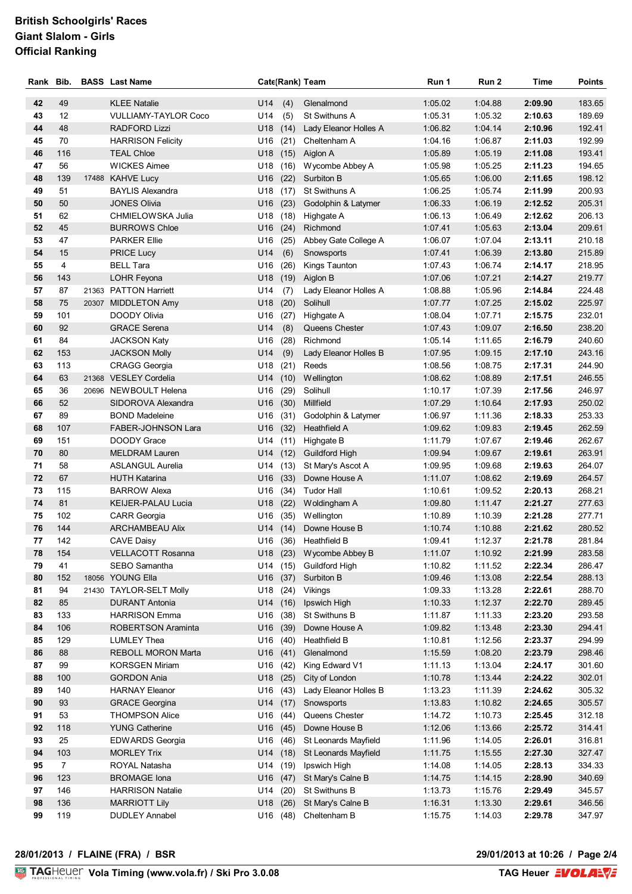# British Schoolgirls' Races
## Giant Slalom - Girls
### Official Ranking

| Rank | Bib. | BASS | Last Name | Cat | (Rank) | Team | Run 1 | Run 2 | Time | Points |
|---|---|---|---|---|---|---|---|---|---|---|
| 42 | 49 | | KLEE Natalie | U14 | (4) | Glenalmond | 1:05.02 | 1:04.88 | **2:09.90** | 183.65 |
| 43 | 12 | | VULLIAMY-TAYLOR Coco | U14 | (5) | St Swithuns A | 1:05.31 | 1:05.32 | **2:10.63** | 189.69 |
| 44 | 48 | | RADFORD Lizzi | U18 | (14) | Lady Eleanor Holles A | 1:06.82 | 1:04.14 | **2:10.96** | 192.41 |
| 45 | 70 | | HARRISON Felicity | U16 | (21) | Cheltenham A | 1:04.16 | 1:06.87 | **2:11.03** | 192.99 |
| 46 | 116 | | TEAL Chloe | U18 | (15) | Aiglon A | 1:05.89 | 1:05.19 | **2:11.08** | 193.41 |
| 47 | 56 | | WICKES Aimee | U18 | (16) | Wycombe Abbey A | 1:05.98 | 1:05.25 | **2:11.23** | 194.65 |
| 48 | 139 | 17488 | KAHVE Lucy | U16 | (22) | Surbiton B | 1:05.65 | 1:06.00 | **2:11.65** | 198.12 |
| 49 | 51 | | BAYLIS Alexandra | U18 | (17) | St Swithuns A | 1:06.25 | 1:05.74 | **2:11.99** | 200.93 |
| 50 | 50 | | JONES Olivia | U16 | (23) | Godolphin & Latymer | 1:06.33 | 1:06.19 | **2:12.52** | 205.31 |
| 51 | 62 | | CHMIELOWSKA Julia | U18 | (18) | Highgate A | 1:06.13 | 1:06.49 | **2:12.62** | 206.13 |
| 52 | 45 | | BURROWS Chloe | U16 | (24) | Richmond | 1:07.41 | 1:05.63 | **2:13.04** | 209.61 |
| 53 | 47 | | PARKER Ellie | U16 | (25) | Abbey Gate College A | 1:06.07 | 1:07.04 | **2:13.11** | 210.18 |
| 54 | 15 | | PRICE Lucy | U14 | (6) | Snowsports | 1:07.41 | 1:06.39 | **2:13.80** | 215.89 |
| 55 | 4 | | BELL Tara | U16 | (26) | Kings Taunton | 1:07.43 | 1:06.74 | **2:14.17** | 218.95 |
| 56 | 143 | | LOHR Feyona | U18 | (19) | Aiglon B | 1:07.06 | 1:07.21 | **2:14.27** | 219.77 |
| 57 | 87 | 21363 | PATTON Harriett | U14 | (7) | Lady Eleanor Holles A | 1:08.88 | 1:05.96 | **2:14.84** | 224.48 |
| 58 | 75 | 20307 | MIDDLETON Amy | U18 | (20) | Solihull | 1:07.77 | 1:07.25 | **2:15.02** | 225.97 |
| 59 | 101 | | DOODY Olivia | U16 | (27) | Highgate A | 1:08.04 | 1:07.71 | **2:15.75** | 232.01 |
| 60 | 92 | | GRACE Serena | U14 | (8) | Queens Chester | 1:07.43 | 1:09.07 | **2:16.50** | 238.20 |
| 61 | 84 | | JACKSON Katy | U16 | (28) | Richmond | 1:05.14 | 1:11.65 | **2:16.79** | 240.60 |
| 62 | 153 | | JACKSON Molly | U14 | (9) | Lady Eleanor Holles B | 1:07.95 | 1:09.15 | **2:17.10** | 243.16 |
| 63 | 113 | | CRAGG Georgia | U18 | (21) | Reeds | 1:08.56 | 1:08.75 | **2:17.31** | 244.90 |
| 64 | 63 | 21368 | VESLEY Cordelia | U14 | (10) | Wellington | 1:08.62 | 1:08.89 | **2:17.51** | 246.55 |
| 65 | 36 | 20696 | NEWBOULT Helena | U16 | (29) | Solihull | 1:10.17 | 1:07.39 | **2:17.56** | 246.97 |
| 66 | 52 | | SIDOROVA Alexandra | U16 | (30) | Millfield | 1:07.29 | 1:10.64 | **2:17.93** | 250.02 |
| 67 | 89 | | BOND Madeleine | U16 | (31) | Godolphin & Latymer | 1:06.97 | 1:11.36 | **2:18.33** | 253.33 |
| 68 | 107 | | FABER-JOHNSON Lara | U16 | (32) | Heathfield A | 1:09.62 | 1:09.83 | **2:19.45** | 262.59 |
| 69 | 151 | | DOODY Grace | U14 | (11) | Highgate B | 1:11.79 | 1:07.67 | **2:19.46** | 262.67 |
| 70 | 80 | | MELDRAM Lauren | U14 | (12) | Guildford High | 1:09.94 | 1:09.67 | **2:19.61** | 263.91 |
| 71 | 58 | | ASLANGUL Aurelia | U14 | (13) | St Mary's Ascot A | 1:09.95 | 1:09.68 | **2:19.63** | 264.07 |
| 72 | 67 | | HUTH Katarina | U16 | (33) | Downe House A | 1:11.07 | 1:08.62 | **2:19.69** | 264.57 |
| 73 | 115 | | BARROW Alexa | U16 | (34) | Tudor Hall | 1:10.61 | 1:09.52 | **2:20.13** | 268.21 |
| 74 | 81 | | KEIJER-PALAU Lucia | U18 | (22) | Woldingham A | 1:09.80 | 1:11.47 | **2:21.27** | 277.63 |
| 75 | 102 | | CARR Georgia | U16 | (35) | Wellington | 1:10.89 | 1:10.39 | **2:21.28** | 277.71 |
| 76 | 144 | | ARCHAMBEAU Alix | U14 | (14) | Downe House B | 1:10.74 | 1:10.88 | **2:21.62** | 280.52 |
| 77 | 142 | | CAVE Daisy | U16 | (36) | Heathfield B | 1:09.41 | 1:12.37 | **2:21.78** | 281.84 |
| 78 | 154 | | VELLACOTT Rosanna | U18 | (23) | Wycombe Abbey B | 1:11.07 | 1:10.92 | **2:21.99** | 283.58 |
| 79 | 41 | | SEBO Samantha | U14 | (15) | Guildford High | 1:10.82 | 1:11.52 | **2:22.34** | 286.47 |
| 80 | 152 | 18056 | YOUNG Ella | U16 | (37) | Surbiton B | 1:09.46 | 1:13.08 | **2:22.54** | 288.13 |
| 81 | 94 | 21430 | TAYLOR-SELT Molly | U18 | (24) | Vikings | 1:09.33 | 1:13.28 | **2:22.61** | 288.70 |
| 82 | 85 | | DURANT Antonia | U14 | (16) | Ipswich High | 1:10.33 | 1:12.37 | **2:22.70** | 289.45 |
| 83 | 133 | | HARRISON Emma | U16 | (38) | St Swithuns B | 1:11.87 | 1:11.33 | **2:23.20** | 293.58 |
| 84 | 106 | | ROBERTSON Araminta | U16 | (39) | Downe House A | 1:09.82 | 1:13.48 | **2:23.30** | 294.41 |
| 85 | 129 | | LUMLEY Thea | U16 | (40) | Heathfield B | 1:10.81 | 1:12.56 | **2:23.37** | 294.99 |
| 86 | 88 | | REBOLL MORON Marta | U16 | (41) | Glenalmond | 1:15.59 | 1:08.20 | **2:23.79** | 298.46 |
| 87 | 99 | | KORSGEN Miriam | U16 | (42) | King Edward V1 | 1:11.13 | 1:13.04 | **2:24.17** | 301.60 |
| 88 | 100 | | GORDON Ania | U18 | (25) | City of London | 1:10.78 | 1:13.44 | **2:24.22** | 302.01 |
| 89 | 140 | | HARNAY Eleanor | U16 | (43) | Lady Eleanor Holles B | 1:13.23 | 1:11.39 | **2:24.62** | 305.32 |
| 90 | 93 | | GRACE Georgina | U14 | (17) | Snowsports | 1:13.83 | 1:10.82 | **2:24.65** | 305.57 |
| 91 | 53 | | THOMPSON Alice | U16 | (44) | Queens Chester | 1:14.72 | 1:10.73 | **2:25.45** | 312.18 |
| 92 | 118 | | YUNG Catherine | U16 | (45) | Downe House B | 1:12.06 | 1:13.66 | **2:25.72** | 314.41 |
| 93 | 25 | | EDWARDS Georgia | U16 | (46) | St Leonards Mayfield | 1:11.96 | 1:14.05 | **2:26.01** | 316.81 |
| 94 | 103 | | MORLEY Trix | U14 | (18) | St Leonards Mayfield | 1:11.75 | 1:15.55 | **2:27.30** | 327.47 |
| 95 | 7 | | ROYAL Natasha | U14 | (19) | Ipswich High | 1:14.08 | 1:14.05 | **2:28.13** | 334.33 |
| 96 | 123 | | BROMAGE Iona | U16 | (47) | St Mary's Calne B | 1:14.75 | 1:14.15 | **2:28.90** | 340.69 |
| 97 | 146 | | HARRISON Natalie | U14 | (20) | St Swithuns B | 1:13.73 | 1:15.76 | **2:29.49** | 345.57 |
| 98 | 136 | | MARRIOTT Lily | U18 | (26) | St Mary's Calne B | 1:16.31 | 1:13.30 | **2:29.61** | 346.56 |
| 99 | 119 | | DUDLEY Annabel | U16 | (48) | Cheltenham B | 1:15.75 | 1:14.03 | **2:29.78** | 347.97 |

**28/01/2013 / FLAINE (FRA) / BSR** — **29/01/2013 at 10:26**

TAG Heuer Vola Timing (www.vola.fr) / Ski Pro 3.0.08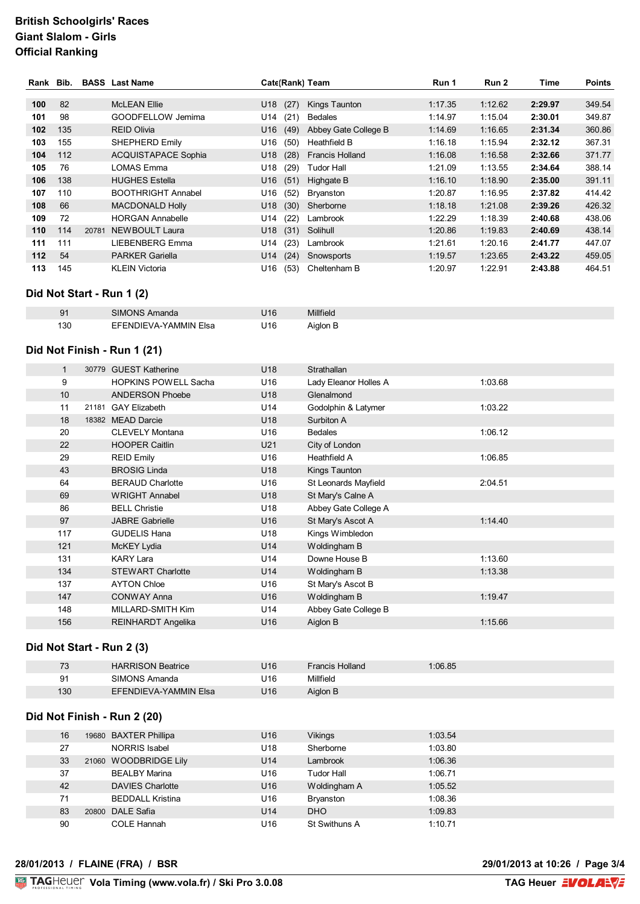**British Schoolgirls' Races**
**Giant Slalom - Girls**
**Official Ranking**

| Rank | Bib. | BASS | Last Name | Cate | (Rank) | Team | Run 1 | Run 2 | Time | Points |
|---|---|---|---|---|---|---|---|---|---|---|
| **100** | 82 | | McLEAN Ellie | U18 | (27) | Kings Taunton | 1:17.35 | 1:12.62 | **2:29.97** | 349.54 |
| **101** | 98 | | GOODFELLOW Jemima | U14 | (21) | Bedales | 1:14.97 | 1:15.04 | **2:30.01** | 349.87 |
| **102** | 135 | | REID Olivia | U16 | (49) | Abbey Gate College B | 1:14.69 | 1:16.65 | **2:31.34** | 360.86 |
| **103** | 155 | | SHEPHERD Emily | U16 | (50) | Heathfield B | 1:16.18 | 1:15.94 | **2:32.12** | 367.31 |
| **104** | 112 | | ACQUISTAPACE Sophia | U18 | (28) | Francis Holland | 1:16.08 | 1:16.58 | **2:32.66** | 371.77 |
| **105** | 76 | | LOMAS Emma | U18 | (29) | Tudor Hall | 1:21.09 | 1:13.55 | **2:34.64** | 388.14 |
| **106** | 138 | | HUGHES Estella | U16 | (51) | Highgate B | 1:16.10 | 1:18.90 | **2:35.00** | 391.11 |
| **107** | 110 | | BOOTHRIGHT Annabel | U16 | (52) | Bryanston | 1:20.87 | 1:16.95 | **2:37.82** | 414.42 |
| **108** | 66 | | MACDONALD Holly | U18 | (30) | Sherborne | 1:18.18 | 1:21.08 | **2:39.26** | 426.32 |
| **109** | 72 | | HORGAN Annabelle | U14 | (22) | Lambrook | 1:22.29 | 1:18.39 | **2:40.68** | 438.06 |
| **110** | 114 | 20781 | NEWBOULT Laura | U18 | (31) | Solihull | 1:20.86 | 1:19.83 | **2:40.69** | 438.14 |
| **111** | 111 | | LIEBENBERG Emma | U14 | (23) | Lambrook | 1:21.61 | 1:20.16 | **2:41.77** | 447.07 |
| **112** | 54 | | PARKER Gariella | U14 | (24) | Snowsports | 1:19.57 | 1:23.65 | **2:43.22** | 459.05 |
| **113** | 145 | | KLEIN Victoria | U16 | (53) | Cheltenham B | 1:20.97 | 1:22.91 | **2:43.88** | 464.51 |

## Did Not Start - Run 1 (2)

| Bib. | BASS | Last Name | Cate | Team | Run 1 | Run 2 |
|---|---|---|---|---|---|---|
| 91 | | SIMONS Amanda | U16 | Millfield | | |
| 130 | | EFENDIEVA-YAMMIN Elsa | U16 | Aiglon B | | |

## Did Not Finish - Run 1 (21)

| Bib. | BASS | Last Name | Cate | Team | Run 1 | Run 2 |
|---|---|---|---|---|---|---|
| 1 | 30779 | GUEST Katherine | U18 | Strathallan | | |
| 9 | | HOPKINS POWELL Sacha | U16 | Lady Eleanor Holles A | | 1:03.68 |
| 10 | | ANDERSON Phoebe | U18 | Glenalmond | | |
| 11 | 21181 | GAY Elizabeth | U14 | Godolphin & Latymer | | 1:03.22 |
| 18 | 18382 | MEAD Darcie | U18 | Surbiton A | | |
| 20 | | CLEVELY Montana | U16 | Bedales | | 1:06.12 |
| 22 | | HOOPER Caitlin | U21 | City of London | | |
| 29 | | REID Emily | U16 | Heathfield A | | 1:06.85 |
| 43 | | BROSIG Linda | U18 | Kings Taunton | | |
| 64 | | BERAUD Charlotte | U16 | St Leonards Mayfield | | 2:04.51 |
| 69 | | WRIGHT Annabel | U18 | St Mary's Calne A | | |
| 86 | | BELL Christie | U18 | Abbey Gate College A | | |
| 97 | | JABRE Gabrielle | U16 | St Mary's Ascot A | | 1:14.40 |
| 117 | | GUDELIS Hana | U18 | Kings Wimbledon | | |
| 121 | | McKEY Lydia | U14 | Woldingham B | | |
| 131 | | KARY Lara | U14 | Downe House B | | 1:13.60 |
| 134 | | STEWART Charlotte | U14 | Woldingham B | | 1:13.38 |
| 137 | | AYTON Chloe | U16 | St Mary's Ascot B | | |
| 147 | | CONWAY Anna | U16 | Woldingham B | | 1:19.47 |
| 148 | | MILLARD-SMITH Kim | U14 | Abbey Gate College B | | |
| 156 | | REINHARDT Angelika | U16 | Aiglon B | | 1:15.66 |

## Did Not Start - Run 2 (3)

| Bib. | BASS | Last Name | Cate | Team | Run 1 | Run 2 |
|---|---|---|---|---|---|---|
| 73 | | HARRISON Beatrice | U16 | Francis Holland | 1:06.85 | |
| 91 | | SIMONS Amanda | U16 | Millfield | | |
| 130 | | EFENDIEVA-YAMMIN Elsa | U16 | Aiglon B | | |

## Did Not Finish - Run 2 (20)

| Bib. | BASS | Last Name | Cate | Team | Run 1 | Run 2 |
|---|---|---|---|---|---|---|
| 16 | 19680 | BAXTER Phillipa | U16 | Vikings | 1:03.54 | |
| 27 | | NORRIS Isabel | U18 | Sherborne | 1:03.80 | |
| 33 | 21060 | WOODBRIDGE Lily | U14 | Lambrook | 1:06.36 | |
| 37 | | BEALBY Marina | U16 | Tudor Hall | 1:06.71 | |
| 42 | | DAVIES Charlotte | U16 | Woldingham A | 1:05.52 | |
| 71 | | BEDDALL Kristina | U16 | Bryanston | 1:08.36 | |
| 83 | 20800 | DALE Safia | U14 | DHO | 1:09.83 | |
| 90 | | COLE Hannah | U16 | St Swithuns A | 1:10.71 | |

**28/01/2013 / FLAINE (FRA) / BSR**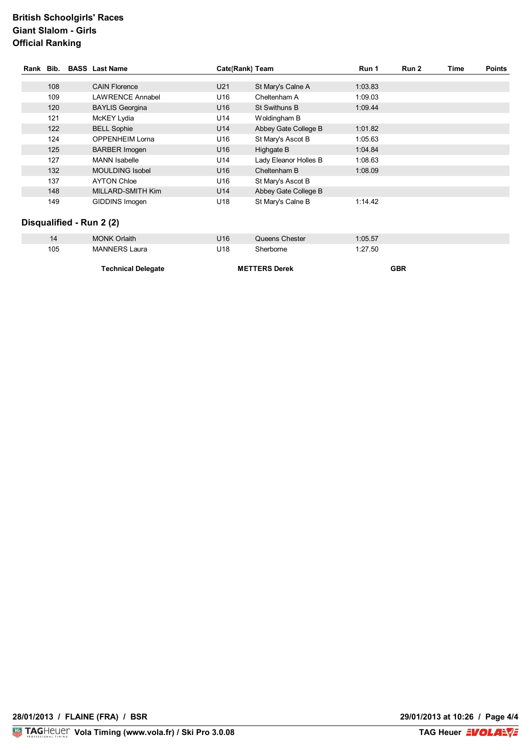**British Schoolgirls' Races**
**Giant Slalom - Girls**
**Official Ranking**

| Rank | Bib. | BASS | Last Name | Cate(Rank) | Team | Run 1 | Run 2 | Time | Points |
|---|---|---|---|---|---|---|---|---|---|
| | 108 | | CAIN Florence | U21 | St Mary's Calne A | 1:03.83 | | | |
| | 109 | | LAWRENCE Annabel | U16 | Cheltenham A | 1:09.03 | | | |
| | 120 | | BAYLIS Georgina | U16 | St Swithuns B | 1:09.44 | | | |
| | 121 | | McKEY Lydia | U14 | Woldingham B | | | | |
| | 122 | | BELL Sophie | U14 | Abbey Gate College B | 1:01.82 | | | |
| | 124 | | OPPENHEIM Lorna | U16 | St Mary's Ascot B | 1:05.63 | | | |
| | 125 | | BARBER Imogen | U16 | Highgate B | 1:04.84 | | | |
| | 127 | | MANN Isabelle | U14 | Lady Eleanor Holles B | 1:08.63 | | | |
| | 132 | | MOULDING Isobel | U16 | Cheltenham B | 1:08.09 | | | |
| | 137 | | AYTON Chloe | U16 | St Mary's Ascot B | | | | |
| | 148 | | MILLARD-SMITH Kim | U14 | Abbey Gate College B | | | | |
| | 149 | | GIDDINS Imogen | U18 | St Mary's Calne B | 1:14.42 | | | |

## Disqualified - Run 2 (2)

| Rank | Bib. | BASS | Last Name | Cate(Rank) | Team | Run 1 | Run 2 | Time | Points |
|---|---|---|---|---|---|---|---|---|---|
| | 14 | | MONK Orlaith | U16 | Queens Chester | 1:05.57 | | | |
| | 105 | | MANNERS Laura | U18 | Sherborne | 1:27.50 | | | |

**Technical Delegate** **METTERS Derek** **GBR**

**28/01/2013 / FLAINE (FRA) / BSR**

**29/01/2013 at 10:26**

**Vola Timing (www.vola.fr) / Ski Pro 3.0.08**

**TAG Heuer**